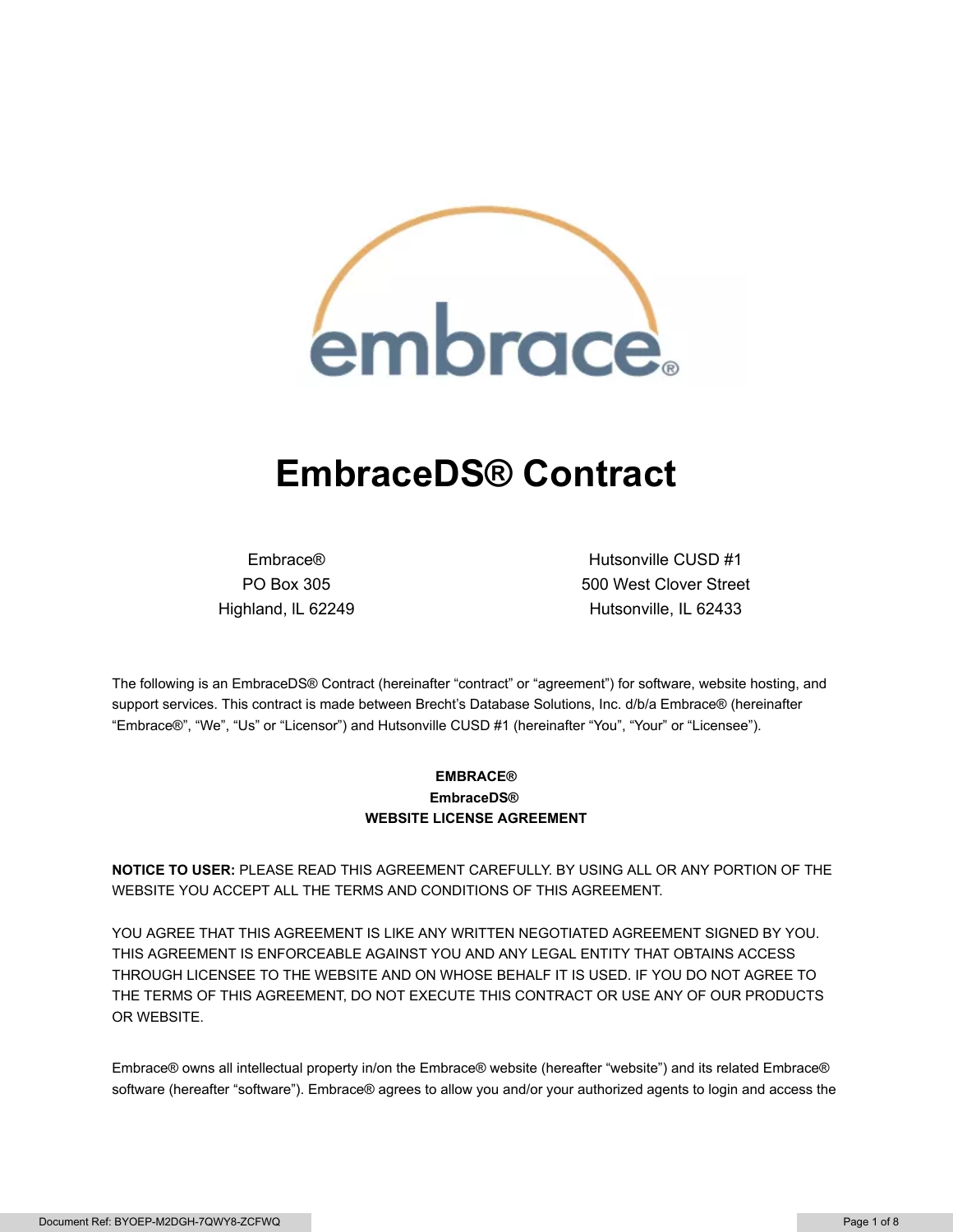# EmbraceDS® Contract

Embrace®
PO Box 305
Highland, IL 62249

Hutsonville CUSD #1
500 West Clover Street
Hutsonville, IL 62433

The following is an EmbraceDS® Contract (hereinafter "contract" or "agreement") for software, website hosting, and support services. This contract is made between Brecht's Database Solutions, Inc. d/b/a Embrace® (hereinafter "Embrace®", "We", "Us" or "Licensor") and Hutsonville CUSD #1 (hereinafter "You", "Your" or "Licensee").

**EMBRACE®**
**EmbraceDS®**
**WEBSITE LICENSE AGREEMENT**

**NOTICE TO USER:** PLEASE READ THIS AGREEMENT CAREFULLY. BY USING ALL OR ANY PORTION OF THE WEBSITE YOU ACCEPT ALL THE TERMS AND CONDITIONS OF THIS AGREEMENT.

YOU AGREE THAT THIS AGREEMENT IS LIKE ANY WRITTEN NEGOTIATED AGREEMENT SIGNED BY YOU. THIS AGREEMENT IS ENFORCEABLE AGAINST YOU AND ANY LEGAL ENTITY THAT OBTAINS ACCESS THROUGH LICENSEE TO THE WEBSITE AND ON WHOSE BEHALF IT IS USED. IF YOU DO NOT AGREE TO THE TERMS OF THIS AGREEMENT, DO NOT EXECUTE THIS CONTRACT OR USE ANY OF OUR PRODUCTS OR WEBSITE.

Embrace® owns all intellectual property in/on the Embrace® website (hereafter "website") and its related Embrace® software (hereafter "software"). Embrace® agrees to allow you and/or your authorized agents to login and access the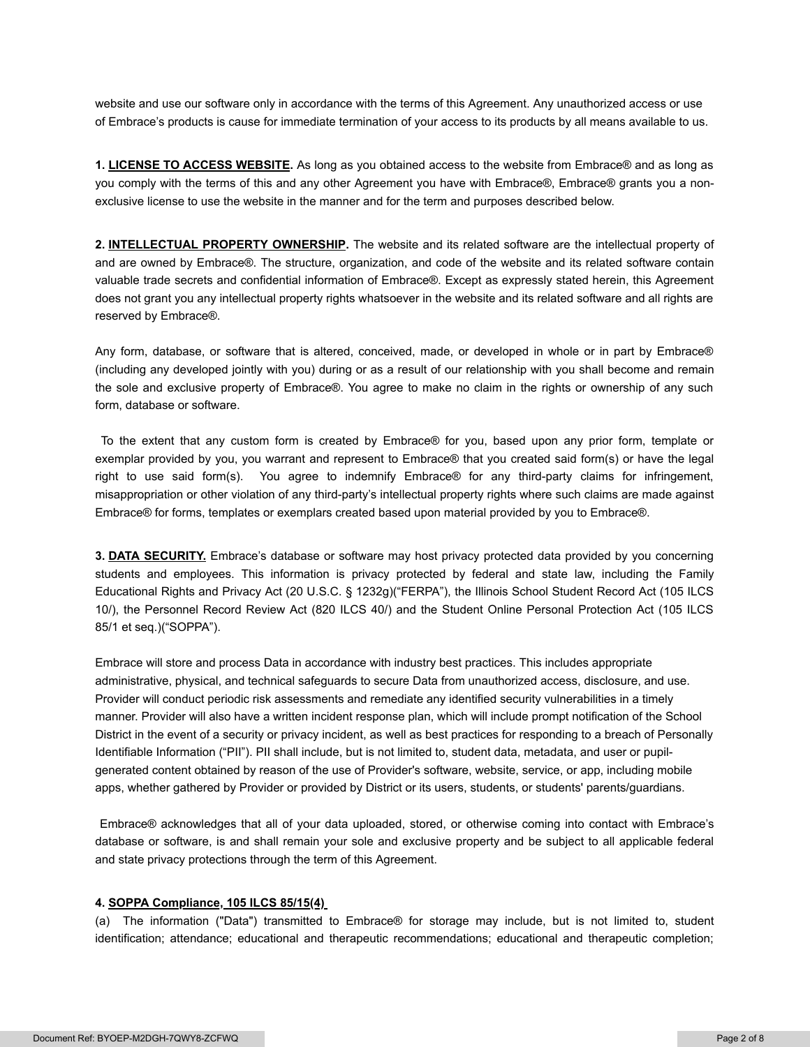website and use our software only in accordance with the terms of this Agreement. Any unauthorized access or use of Embrace's products is cause for immediate termination of your access to its products by all means available to us.

**1. <u>LICENSE TO ACCESS WEBSITE</u>.** As long as you obtained access to the website from Embrace® and as long as you comply with the terms of this and any other Agreement you have with Embrace®, Embrace® grants you a non-exclusive license to use the website in the manner and for the term and purposes described below.

**2. <u>INTELLECTUAL PROPERTY OWNERSHIP</u>.** The website and its related software are the intellectual property of and are owned by Embrace®. The structure, organization, and code of the website and its related software contain valuable trade secrets and confidential information of Embrace®. Except as expressly stated herein, this Agreement does not grant you any intellectual property rights whatsoever in the website and its related software and all rights are reserved by Embrace®.

Any form, database, or software that is altered, conceived, made, or developed in whole or in part by Embrace® (including any developed jointly with you) during or as a result of our relationship with you shall become and remain the sole and exclusive property of Embrace®. You agree to make no claim in the rights or ownership of any such form, database or software.

To the extent that any custom form is created by Embrace® for you, based upon any prior form, template or exemplar provided by you, you warrant and represent to Embrace® that you created said form(s) or have the legal right to use said form(s). You agree to indemnify Embrace® for any third-party claims for infringement, misappropriation or other violation of any third-party's intellectual property rights where such claims are made against Embrace® for forms, templates or exemplars created based upon material provided by you to Embrace®.

**3. <u>DATA SECURITY.</u>** Embrace's database or software may host privacy protected data provided by you concerning students and employees. This information is privacy protected by federal and state law, including the Family Educational Rights and Privacy Act (20 U.S.C. § 1232g)("FERPA"), the Illinois School Student Record Act (105 ILCS 10/), the Personnel Record Review Act (820 ILCS 40/) and the Student Online Personal Protection Act (105 ILCS 85/1 et seq.)("SOPPA").

Embrace will store and process Data in accordance with industry best practices. This includes appropriate administrative, physical, and technical safeguards to secure Data from unauthorized access, disclosure, and use. Provider will conduct periodic risk assessments and remediate any identified security vulnerabilities in a timely manner. Provider will also have a written incident response plan, which will include prompt notification of the School District in the event of a security or privacy incident, as well as best practices for responding to a breach of Personally Identifiable Information ("PII"). PII shall include, but is not limited to, student data, metadata, and user or pupil-generated content obtained by reason of the use of Provider's software, website, service, or app, including mobile apps, whether gathered by Provider or provided by District or its users, students, or students' parents/guardians.

Embrace® acknowledges that all of your data uploaded, stored, or otherwise coming into contact with Embrace's database or software, is and shall remain your sole and exclusive property and be subject to all applicable federal and state privacy protections through the term of this Agreement.

**4. <u>SOPPA Compliance, 105 ILCS 85/15(4)</u>**

(a) The information ("Data") transmitted to Embrace® for storage may include, but is not limited to, student identification; attendance; educational and therapeutic recommendations; educational and therapeutic completion;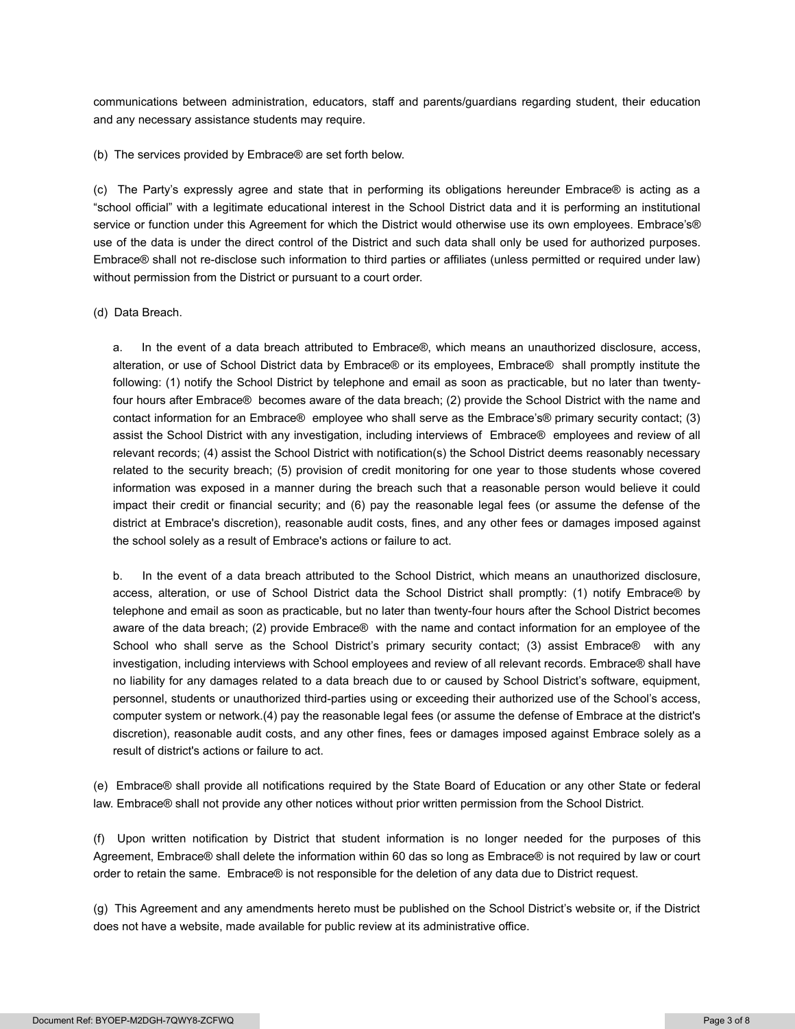communications between administration, educators, staff and parents/guardians regarding student, their education and any necessary assistance students may require.

(b) The services provided by Embrace® are set forth below.

(c) The Party's expressly agree and state that in performing its obligations hereunder Embrace® is acting as a "school official" with a legitimate educational interest in the School District data and it is performing an institutional service or function under this Agreement for which the District would otherwise use its own employees. Embrace's® use of the data is under the direct control of the District and such data shall only be used for authorized purposes. Embrace® shall not re-disclose such information to third parties or affiliates (unless permitted or required under law) without permission from the District or pursuant to a court order.

(d) Data Breach.

a. In the event of a data breach attributed to Embrace®, which means an unauthorized disclosure, access, alteration, or use of School District data by Embrace® or its employees, Embrace® shall promptly institute the following: (1) notify the School District by telephone and email as soon as practicable, but no later than twenty-four hours after Embrace® becomes aware of the data breach; (2) provide the School District with the name and contact information for an Embrace® employee who shall serve as the Embrace's® primary security contact; (3) assist the School District with any investigation, including interviews of Embrace® employees and review of all relevant records; (4) assist the School District with notification(s) the School District deems reasonably necessary related to the security breach; (5) provision of credit monitoring for one year to those students whose covered information was exposed in a manner during the breach such that a reasonable person would believe it could impact their credit or financial security; and (6) pay the reasonable legal fees (or assume the defense of the district at Embrace's discretion), reasonable audit costs, fines, and any other fees or damages imposed against the school solely as a result of Embrace's actions or failure to act.

b. In the event of a data breach attributed to the School District, which means an unauthorized disclosure, access, alteration, or use of School District data the School District shall promptly: (1) notify Embrace® by telephone and email as soon as practicable, but no later than twenty-four hours after the School District becomes aware of the data breach; (2) provide Embrace® with the name and contact information for an employee of the School who shall serve as the School District's primary security contact; (3) assist Embrace® with any investigation, including interviews with School employees and review of all relevant records. Embrace® shall have no liability for any damages related to a data breach due to or caused by School District's software, equipment, personnel, students or unauthorized third-parties using or exceeding their authorized use of the School's access, computer system or network.(4) pay the reasonable legal fees (or assume the defense of Embrace at the district's discretion), reasonable audit costs, and any other fines, fees or damages imposed against Embrace solely as a result of district's actions or failure to act.

(e) Embrace® shall provide all notifications required by the State Board of Education or any other State or federal law. Embrace® shall not provide any other notices without prior written permission from the School District.

(f) Upon written notification by District that student information is no longer needed for the purposes of this Agreement, Embrace® shall delete the information within 60 das so long as Embrace® is not required by law or court order to retain the same. Embrace® is not responsible for the deletion of any data due to District request.

(g) This Agreement and any amendments hereto must be published on the School District's website or, if the District does not have a website, made available for public review at its administrative office.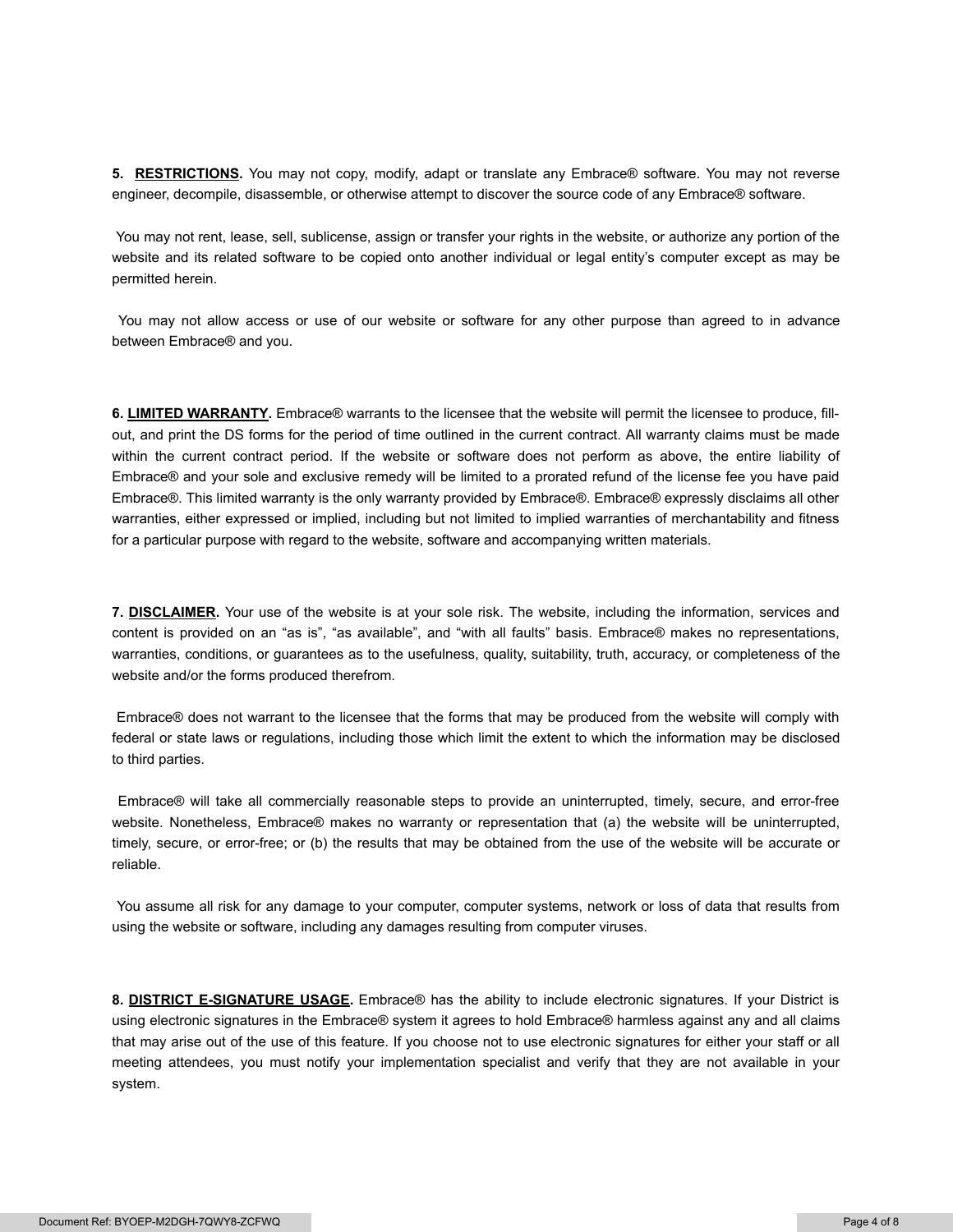**5. <u>RESTRICTIONS</u>.** You may not copy, modify, adapt or translate any Embrace® software. You may not reverse engineer, decompile, disassemble, or otherwise attempt to discover the source code of any Embrace® software.

You may not rent, lease, sell, sublicense, assign or transfer your rights in the website, or authorize any portion of the website and its related software to be copied onto another individual or legal entity's computer except as may be permitted herein.

You may not allow access or use of our website or software for any other purpose than agreed to in advance between Embrace® and you.

**6. <u>LIMITED WARRANTY</u>.** Embrace® warrants to the licensee that the website will permit the licensee to produce, fill-out, and print the DS forms for the period of time outlined in the current contract. All warranty claims must be made within the current contract period. If the website or software does not perform as above, the entire liability of Embrace® and your sole and exclusive remedy will be limited to a prorated refund of the license fee you have paid Embrace®. This limited warranty is the only warranty provided by Embrace®. Embrace® expressly disclaims all other warranties, either expressed or implied, including but not limited to implied warranties of merchantability and fitness for a particular purpose with regard to the website, software and accompanying written materials.

**7. <u>DISCLAIMER</u>.** Your use of the website is at your sole risk. The website, including the information, services and content is provided on an "as is", "as available", and "with all faults" basis. Embrace® makes no representations, warranties, conditions, or guarantees as to the usefulness, quality, suitability, truth, accuracy, or completeness of the website and/or the forms produced therefrom.

Embrace® does not warrant to the licensee that the forms that may be produced from the website will comply with federal or state laws or regulations, including those which limit the extent to which the information may be disclosed to third parties.

Embrace® will take all commercially reasonable steps to provide an uninterrupted, timely, secure, and error-free website. Nonetheless, Embrace® makes no warranty or representation that (a) the website will be uninterrupted, timely, secure, or error-free; or (b) the results that may be obtained from the use of the website will be accurate or reliable.

You assume all risk for any damage to your computer, computer systems, network or loss of data that results from using the website or software, including any damages resulting from computer viruses.

**8. <u>DISTRICT E-SIGNATURE USAGE</u>.** Embrace® has the ability to include electronic signatures. If your District is using electronic signatures in the Embrace® system it agrees to hold Embrace® harmless against any and all claims that may arise out of the use of this feature. If you choose not to use electronic signatures for either your staff or all meeting attendees, you must notify your implementation specialist and verify that they are not available in your system.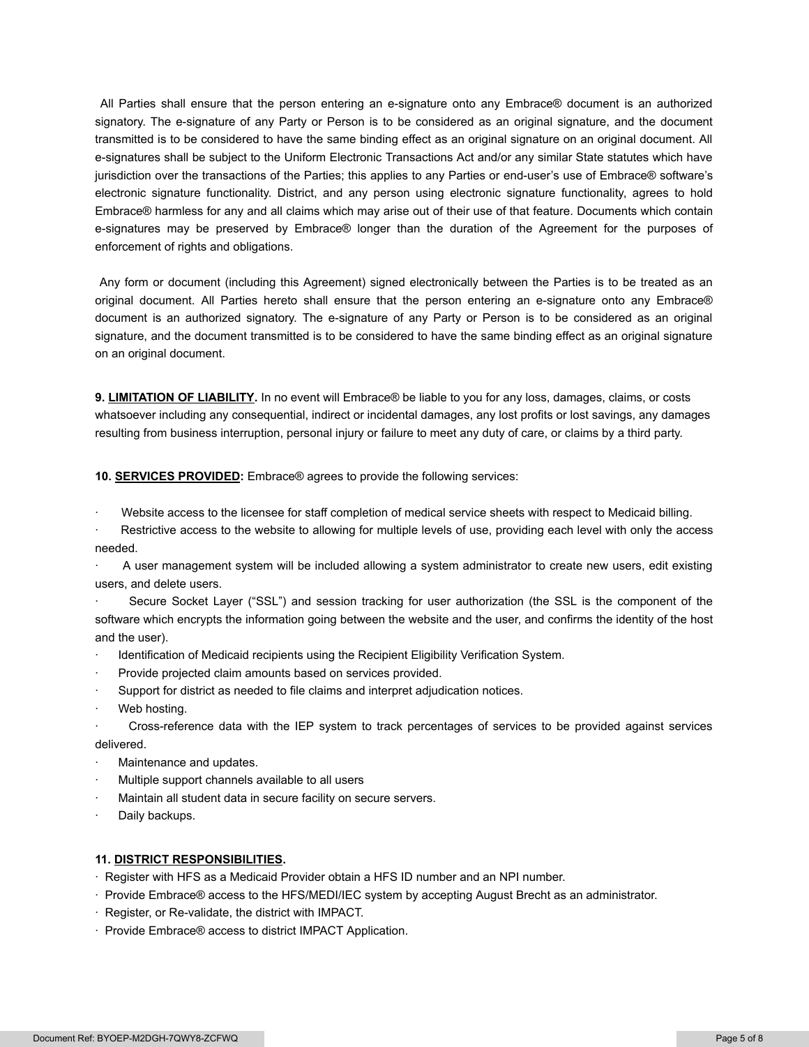All Parties shall ensure that the person entering an e-signature onto any Embrace® document is an authorized signatory. The e-signature of any Party or Person is to be considered as an original signature, and the document transmitted is to be considered to have the same binding effect as an original signature on an original document. All e-signatures shall be subject to the Uniform Electronic Transactions Act and/or any similar State statutes which have jurisdiction over the transactions of the Parties; this applies to any Parties or end-user's use of Embrace® software's electronic signature functionality. District, and any person using electronic signature functionality, agrees to hold Embrace® harmless for any and all claims which may arise out of their use of that feature. Documents which contain e-signatures may be preserved by Embrace® longer than the duration of the Agreement for the purposes of enforcement of rights and obligations.

Any form or document (including this Agreement) signed electronically between the Parties is to be treated as an original document. All Parties hereto shall ensure that the person entering an e-signature onto any Embrace® document is an authorized signatory. The e-signature of any Party or Person is to be considered as an original signature, and the document transmitted is to be considered to have the same binding effect as an original signature on an original document.

**9. <u>LIMITATION OF LIABILITY</u>.** In no event will Embrace® be liable to you for any loss, damages, claims, or costs whatsoever including any consequential, indirect or incidental damages, any lost profits or lost savings, any damages resulting from business interruption, personal injury or failure to meet any duty of care, or claims by a third party.

**10. <u>SERVICES PROVIDED</u>:** Embrace® agrees to provide the following services:

- Website access to the licensee for staff completion of medical service sheets with respect to Medicaid billing.
- Restrictive access to the website to allowing for multiple levels of use, providing each level with only the access needed.
- A user management system will be included allowing a system administrator to create new users, edit existing users, and delete users.
- Secure Socket Layer ("SSL") and session tracking for user authorization (the SSL is the component of the software which encrypts the information going between the website and the user, and confirms the identity of the host and the user).
- Identification of Medicaid recipients using the Recipient Eligibility Verification System.
- Provide projected claim amounts based on services provided.
- Support for district as needed to file claims and interpret adjudication notices.
- Web hosting.
- Cross-reference data with the IEP system to track percentages of services to be provided against services delivered.
- Maintenance and updates.
- Multiple support channels available to all users
- Maintain all student data in secure facility on secure servers.
- Daily backups.

**11. <u>DISTRICT RESPONSIBILITIES</u>.**

- Register with HFS as a Medicaid Provider obtain a HFS ID number and an NPI number.
- Provide Embrace® access to the HFS/MEDI/IEC system by accepting August Brecht as an administrator.
- Register, or Re-validate, the district with IMPACT.
- Provide Embrace® access to district IMPACT Application.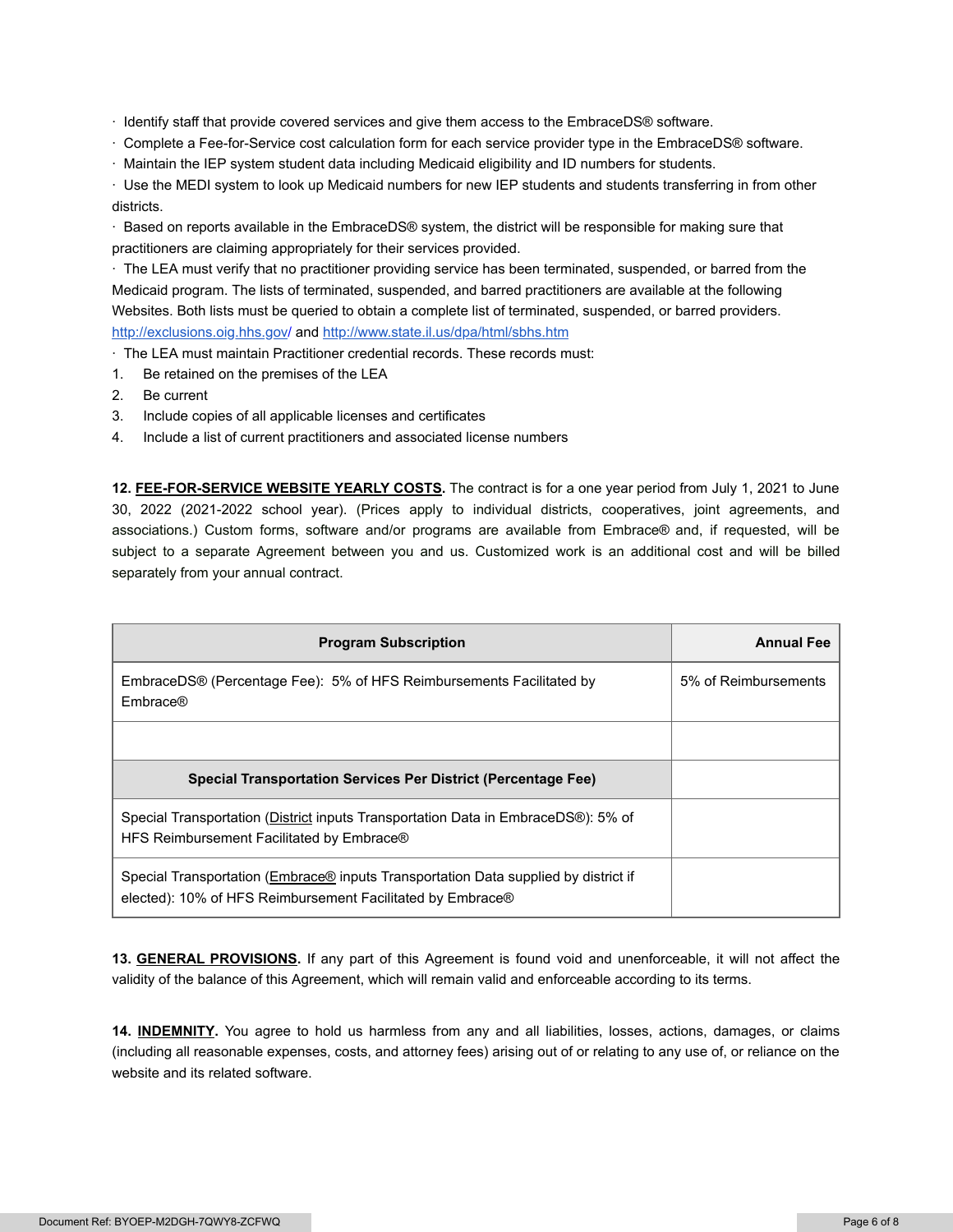· Identify staff that provide covered services and give them access to the EmbraceDS® software.
· Complete a Fee-for-Service cost calculation form for each service provider type in the EmbraceDS® software.
· Maintain the IEP system student data including Medicaid eligibility and ID numbers for students.
· Use the MEDI system to look up Medicaid numbers for new IEP students and students transferring in from other districts.
· Based on reports available in the EmbraceDS® system, the district will be responsible for making sure that practitioners are claiming appropriately for their services provided.
· The LEA must verify that no practitioner providing service has been terminated, suspended, or barred from the Medicaid program. The lists of terminated, suspended, and barred practitioners are available at the following Websites. Both lists must be queried to obtain a complete list of terminated, suspended, or barred providers. http://exclusions.oig.hhs.gov/ and http://www.state.il.us/dpa/html/sbhs.htm
· The LEA must maintain Practitioner credential records. These records must:

1. Be retained on the premises of the LEA
2. Be current
3. Include copies of all applicable licenses and certificates
4. Include a list of current practitioners and associated license numbers

**12. FEE-FOR-SERVICE WEBSITE YEARLY COSTS.** The contract is for a one year period from July 1, 2021 to June 30, 2022 (2021-2022 school year). (Prices apply to individual districts, cooperatives, joint agreements, and associations.) Custom forms, software and/or programs are available from Embrace® and, if requested, will be subject to a separate Agreement between you and us. Customized work is an additional cost and will be billed separately from your annual contract.

| Program Subscription | Annual Fee |
|---|---|
| EmbraceDS® (Percentage Fee): 5% of HFS Reimbursements Facilitated by Embrace® | 5% of Reimbursements |
| | |
| **Special Transportation Services Per District (Percentage Fee)** | |
| Special Transportation (District inputs Transportation Data in EmbraceDS®): 5% of HFS Reimbursement Facilitated by Embrace® | |
| Special Transportation (Embrace® inputs Transportation Data supplied by district if elected): 10% of HFS Reimbursement Facilitated by Embrace® | |

**13. GENERAL PROVISIONS.** If any part of this Agreement is found void and unenforceable, it will not affect the validity of the balance of this Agreement, which will remain valid and enforceable according to its terms.

**14. INDEMNITY.** You agree to hold us harmless from any and all liabilities, losses, actions, damages, or claims (including all reasonable expenses, costs, and attorney fees) arising out of or relating to any use of, or reliance on the website and its related software.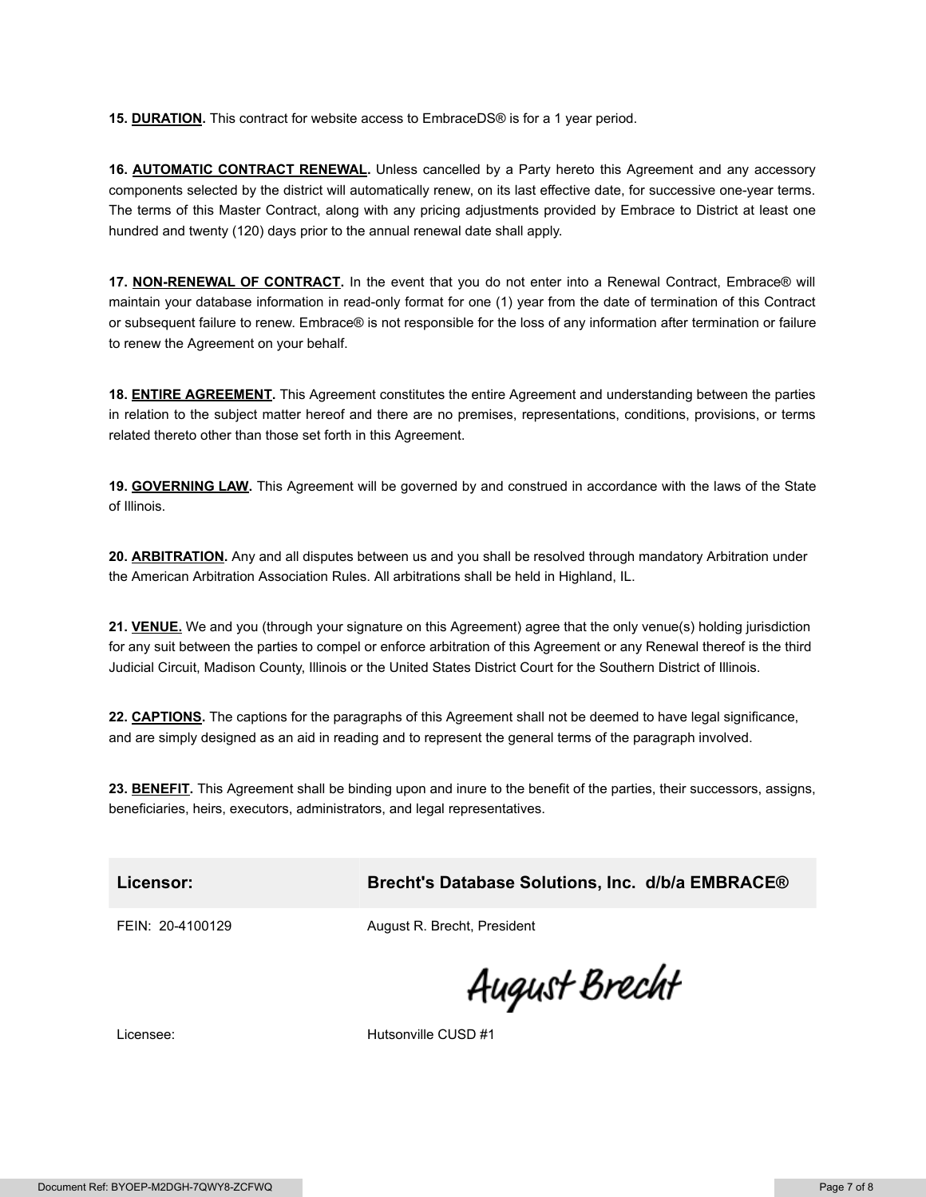**15. DURATION.** This contract for website access to EmbraceDS® is for a 1 year period.

**16. AUTOMATIC CONTRACT RENEWAL.** Unless cancelled by a Party hereto this Agreement and any accessory components selected by the district will automatically renew, on its last effective date, for successive one-year terms. The terms of this Master Contract, along with any pricing adjustments provided by Embrace to District at least one hundred and twenty (120) days prior to the annual renewal date shall apply.

**17. NON-RENEWAL OF CONTRACT.** In the event that you do not enter into a Renewal Contract, Embrace® will maintain your database information in read-only format for one (1) year from the date of termination of this Contract or subsequent failure to renew. Embrace® is not responsible for the loss of any information after termination or failure to renew the Agreement on your behalf.

**18. ENTIRE AGREEMENT.** This Agreement constitutes the entire Agreement and understanding between the parties in relation to the subject matter hereof and there are no premises, representations, conditions, provisions, or terms related thereto other than those set forth in this Agreement.

**19. GOVERNING LAW.** This Agreement will be governed by and construed in accordance with the laws of the State of Illinois.

**20. ARBITRATION.** Any and all disputes between us and you shall be resolved through mandatory Arbitration under the American Arbitration Association Rules. All arbitrations shall be held in Highland, IL.

**21. VENUE.** We and you (through your signature on this Agreement) agree that the only venue(s) holding jurisdiction for any suit between the parties to compel or enforce arbitration of this Agreement or any Renewal thereof is the third Judicial Circuit, Madison County, Illinois or the United States District Court for the Southern District of Illinois.

**22. CAPTIONS.** The captions for the paragraphs of this Agreement shall not be deemed to have legal significance, and are simply designed as an aid in reading and to represent the general terms of the paragraph involved.

**23. BENEFIT.** This Agreement shall be binding upon and inure to the benefit of the parties, their successors, assigns, beneficiaries, heirs, executors, administrators, and legal representatives.

| **Licensor:** | **Brecht's Database Solutions, Inc. d/b/a EMBRACE®** |
| --- | --- |
| FEIN: 20-4100129 | August R. Brecht, President |
| | August Brecht |
| Licensee: | Hutsonville CUSD #1 |

Document Ref: BYOEP-M2DGH-7QWY8-ZCFWQ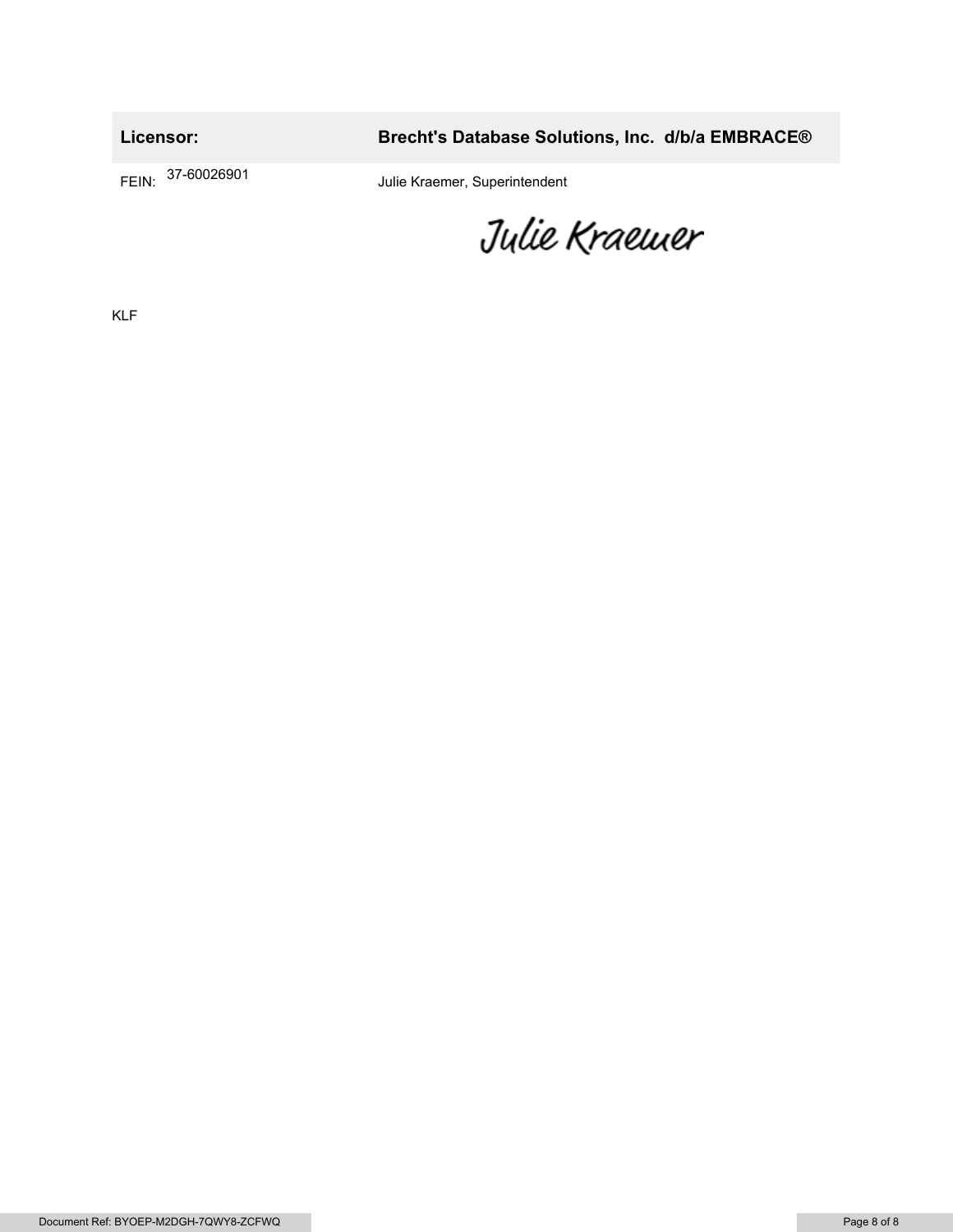| Licensor: | Brecht's Database Solutions, Inc. d/b/a EMBRACE® |
|---|---|
| FEIN: 37-60026901 | Julie Kraemer, Superintendent |
| | Julie Kraemer |

KLF

Document Ref: BYOEP-M2DGH-7QWY8-ZCFWQ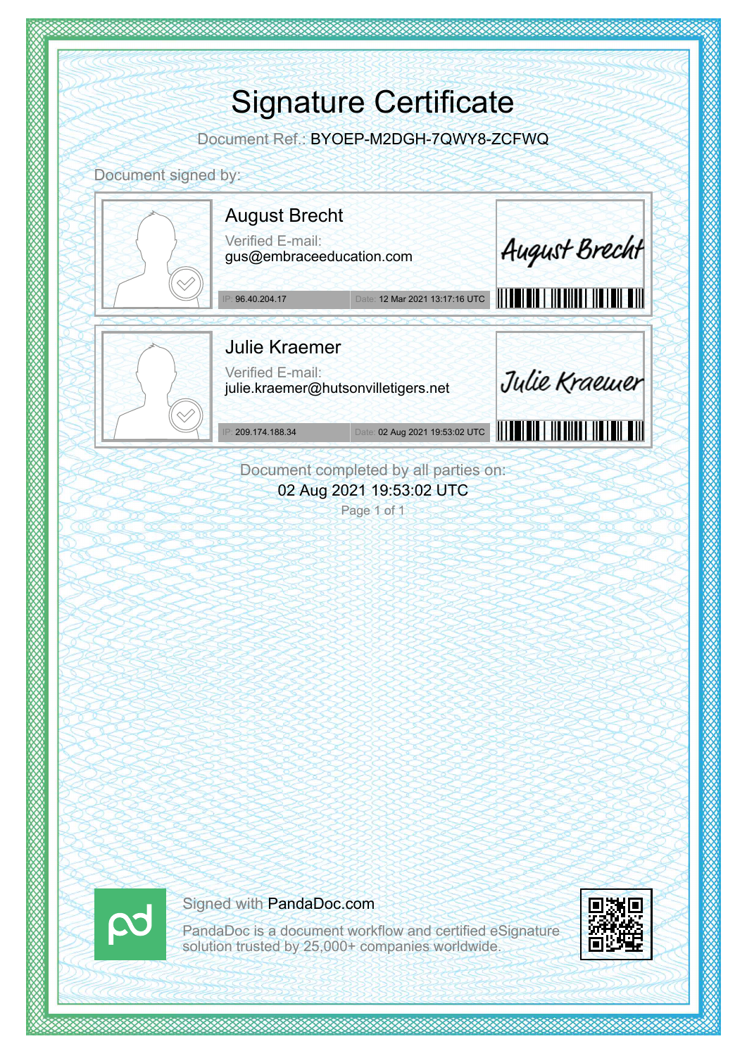# Signature Certificate

Document Ref.: BYOEP-M2DGH-7QWY8-ZCFWQ

Document signed by:

**August Brecht**

Verified E-mail:
gus@embraceeducation.com

IP: 96.40.204.17 | Date: 12 Mar 2021 13:17:16 UTC

August Brecht

**Julie Kraemer**

Verified E-mail:
julie.kraemer@hutsonvilletigers.net

IP: 209.174.188.34 | Date: 02 Aug 2021 19:53:02 UTC

Julie Kraemer

Document completed by all parties on:
02 Aug 2021 19:53:02 UTC

Signed with PandaDoc.com

PandaDoc is a document workflow and certified eSignature solution trusted by 25,000+ companies worldwide.